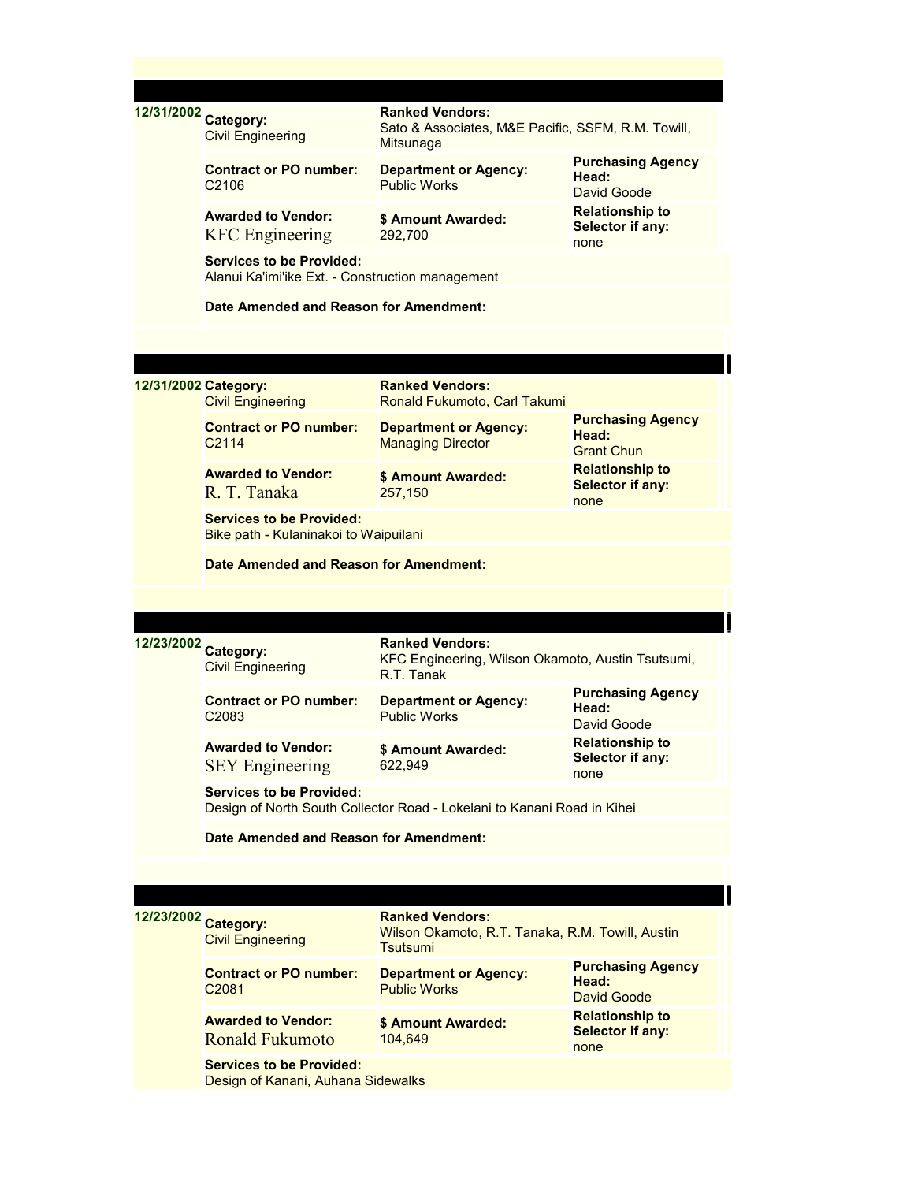**12/31/2002**

**Category:** Civil Engineering

**Ranked Vendors:** Sato & Associates, M&E Pacific, SSFM, R.M. Towill, Mitsunaga

**Contract or PO number:** C2106

**Department or Agency:** Public Works

**Purchasing Agency Head:** David Goode

**Awarded to Vendor:** KFC Engineering

**$ Amount Awarded:** 292,700

**Relationship to Selector if any:** none

**Services to be Provided:** Alanui Ka'imi'ike Ext. - Construction management

**Date Amended and Reason for Amendment:**

---

**12/31/2002**

**Category:** Civil Engineering

**Ranked Vendors:** Ronald Fukumoto, Carl Takumi

**Contract or PO number:** C2114

**Department or Agency:** Managing Director

**Purchasing Agency Head:** Grant Chun

**Awarded to Vendor:** R. T. Tanaka

**$ Amount Awarded:** 257,150

**Relationship to Selector if any:** none

**Services to be Provided:** Bike path - Kulaninakoi to Waipuilani

**Date Amended and Reason for Amendment:**

---

**12/23/2002**

**Category:** Civil Engineering

**Ranked Vendors:** KFC Engineering, Wilson Okamoto, Austin Tsutsumi, R.T. Tanak

**Contract or PO number:** C2083

**Department or Agency:** Public Works

**Purchasing Agency Head:** David Goode

**Awarded to Vendor:** SEY Engineering

**$ Amount Awarded:** 622,949

**Relationship to Selector if any:** none

**Services to be Provided:** Design of North South Collector Road - Lokelani to Kanani Road in Kihei

**Date Amended and Reason for Amendment:**

---

**12/23/2002**

**Category:** Civil Engineering

**Ranked Vendors:** Wilson Okamoto, R.T. Tanaka, R.M. Towill, Austin Tsutsumi

**Contract or PO number:** C2081

**Department or Agency:** Public Works

**Purchasing Agency Head:** David Goode

**Awarded to Vendor:** Ronald Fukumoto

**$ Amount Awarded:** 104,649

**Relationship to Selector if any:** none

**Services to be Provided:** Design of Kanani, Auhana Sidewalks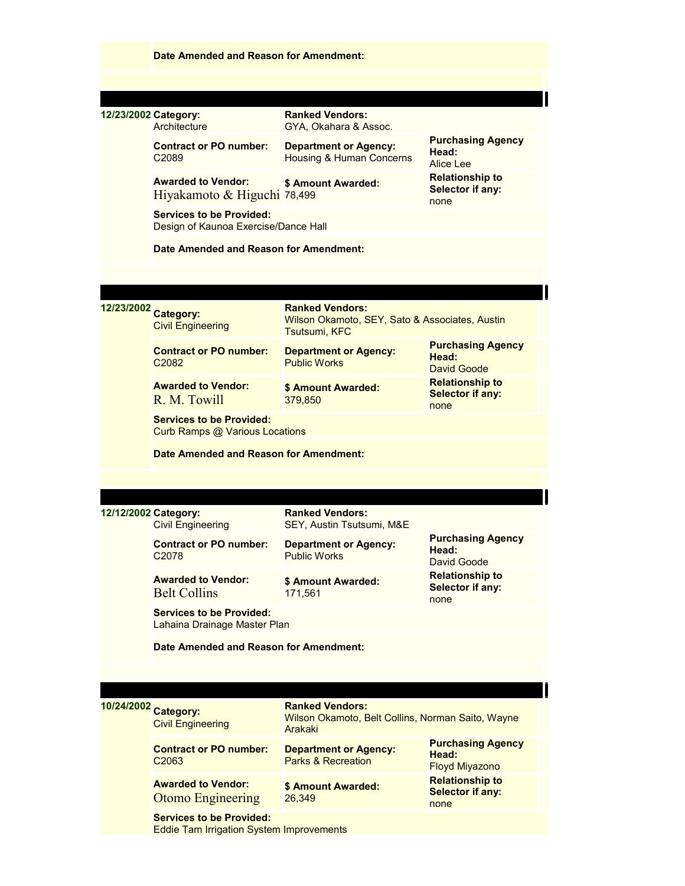**Date Amended and Reason for Amendment:**

---

**12/23/2002**

| | | |
|---|---|---|
| **Category:** Architecture | **Ranked Vendors:** GYA, Okahara & Assoc. | |
| **Contract or PO number:** C2089 | **Department or Agency:** Housing & Human Concerns | **Purchasing Agency Head:** Alice Lee |
| **Awarded to Vendor:** Hiyakamoto & Higuchi | **$ Amount Awarded:** 78,499 | **Relationship to Selector if any:** none |

**Services to be Provided:**
Design of Kaunoa Exercise/Dance Hall

**Date Amended and Reason for Amendment:**

---

**12/23/2002**

| | | |
|---|---|---|
| **Category:** Civil Engineering | **Ranked Vendors:** Wilson Okamoto, SEY, Sato & Associates, Austin Tsutsumi, KFC | |
| **Contract or PO number:** C2082 | **Department or Agency:** Public Works | **Purchasing Agency Head:** David Goode |
| **Awarded to Vendor:** R. M. Towill | **$ Amount Awarded:** 379,850 | **Relationship to Selector if any:** none |

**Services to be Provided:**
Curb Ramps @ Various Locations

**Date Amended and Reason for Amendment:**

---

**12/12/2002**

| | | |
|---|---|---|
| **Category:** Civil Engineering | **Ranked Vendors:** SEY, Austin Tsutsumi, M&E | |
| **Contract or PO number:** C2078 | **Department or Agency:** Public Works | **Purchasing Agency Head:** David Goode |
| **Awarded to Vendor:** Belt Collins | **$ Amount Awarded:** 171,561 | **Relationship to Selector if any:** none |

**Services to be Provided:**
Lahaina Drainage Master Plan

**Date Amended and Reason for Amendment:**

---

**10/24/2002**

| | | |
|---|---|---|
| **Category:** Civil Engineering | **Ranked Vendors:** Wilson Okamoto, Belt Collins, Norman Saito, Wayne Arakaki | |
| **Contract or PO number:** C2063 | **Department or Agency:** Parks & Recreation | **Purchasing Agency Head:** Floyd Miyazono |
| **Awarded to Vendor:** Otomo Engineering | **$ Amount Awarded:** 26,349 | **Relationship to Selector if any:** none |

**Services to be Provided:**
Eddie Tam Irrigation System Improvements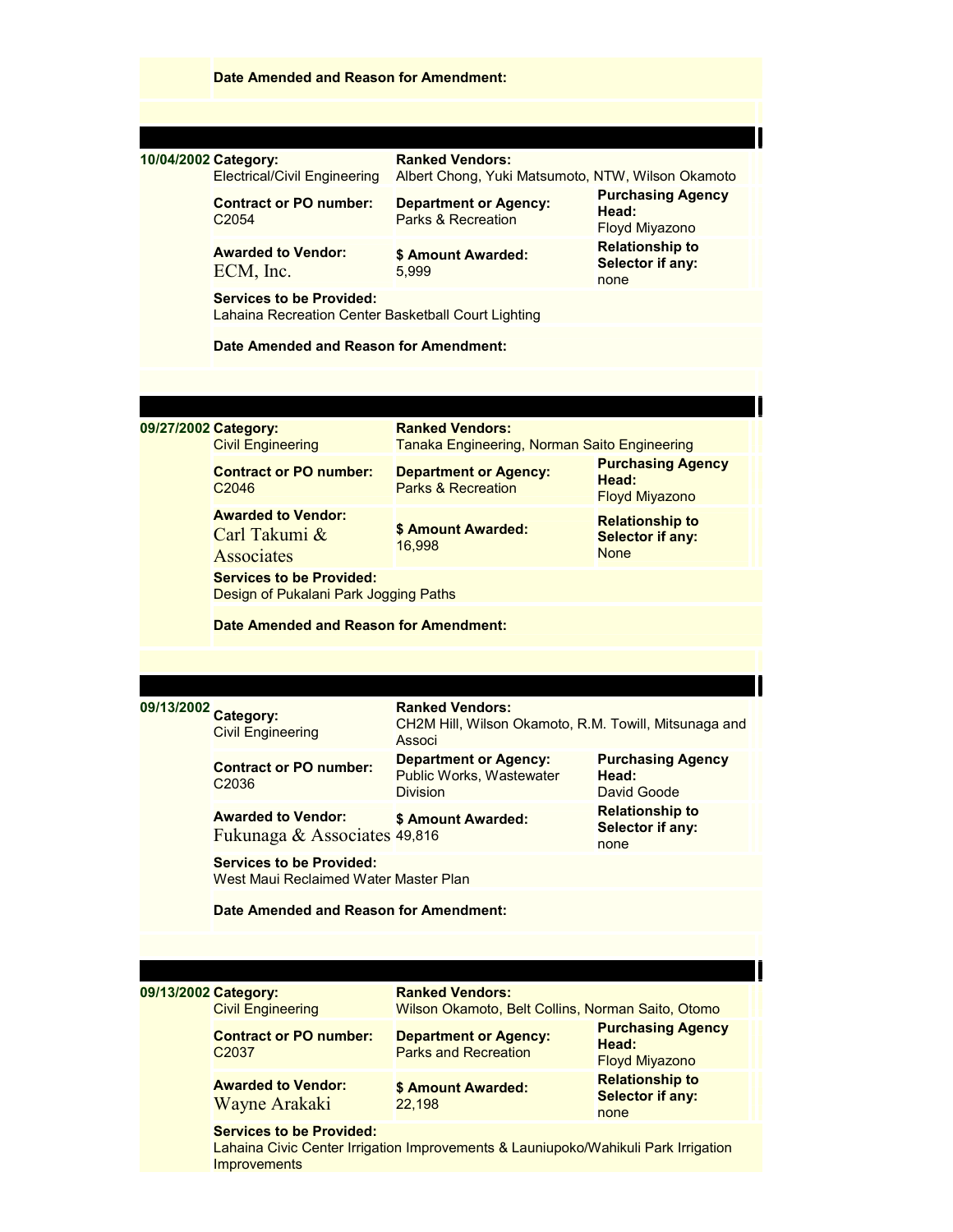**Date Amended and Reason for Amendment:**

---

| | | | |
|---|---|---|---|
| 10/04/2002 | **Category:** Electrical/Civil Engineering | **Ranked Vendors:** Albert Chong, Yuki Matsumoto, NTW, Wilson Okamoto | |
| | **Contract or PO number:** C2054 | **Department or Agency:** Parks & Recreation | **Purchasing Agency Head:** Floyd Miyazono |
| | **Awarded to Vendor:** ECM, Inc. | **$ Amount Awarded:** 5,999 | **Relationship to Selector if any:** none |
| | **Services to be Provided:** Lahaina Recreation Center Basketball Court Lighting | | |
| | **Date Amended and Reason for Amendment:** | | |

---

| | | | |
|---|---|---|---|
| 09/27/2002 | **Category:** Civil Engineering | **Ranked Vendors:** Tanaka Engineering, Norman Saito Engineering | |
| | **Contract or PO number:** C2046 | **Department or Agency:** Parks & Recreation | **Purchasing Agency Head:** Floyd Miyazono |
| | **Awarded to Vendor:** Carl Takumi & Associates | **$ Amount Awarded:** 16,998 | **Relationship to Selector if any:** None |
| | **Services to be Provided:** Design of Pukalani Park Jogging Paths | | |
| | **Date Amended and Reason for Amendment:** | | |

---

| | | | |
|---|---|---|---|
| 09/13/2002 | **Category:** Civil Engineering | **Ranked Vendors:** CH2M Hill, Wilson Okamoto, R.M. Towill, Mitsunaga and Associ | |
| | **Contract or PO number:** C2036 | **Department or Agency:** Public Works, Wastewater Division | **Purchasing Agency Head:** David Goode |
| | **Awarded to Vendor:** Fukunaga & Associates | **$ Amount Awarded:** 49,816 | **Relationship to Selector if any:** none |
| | **Services to be Provided:** West Maui Reclaimed Water Master Plan | | |
| | **Date Amended and Reason for Amendment:** | | |

---

| | | | |
|---|---|---|---|
| 09/13/2002 | **Category:** Civil Engineering | **Ranked Vendors:** Wilson Okamoto, Belt Collins, Norman Saito, Otomo | |
| | **Contract or PO number:** C2037 | **Department or Agency:** Parks and Recreation | **Purchasing Agency Head:** Floyd Miyazono |
| | **Awarded to Vendor:** Wayne Arakaki | **$ Amount Awarded:** 22,198 | **Relationship to Selector if any:** none |
| | **Services to be Provided:** Lahaina Civic Center Irrigation Improvements & Launiupoko/Wahikuli Park Irrigation Improvements | | |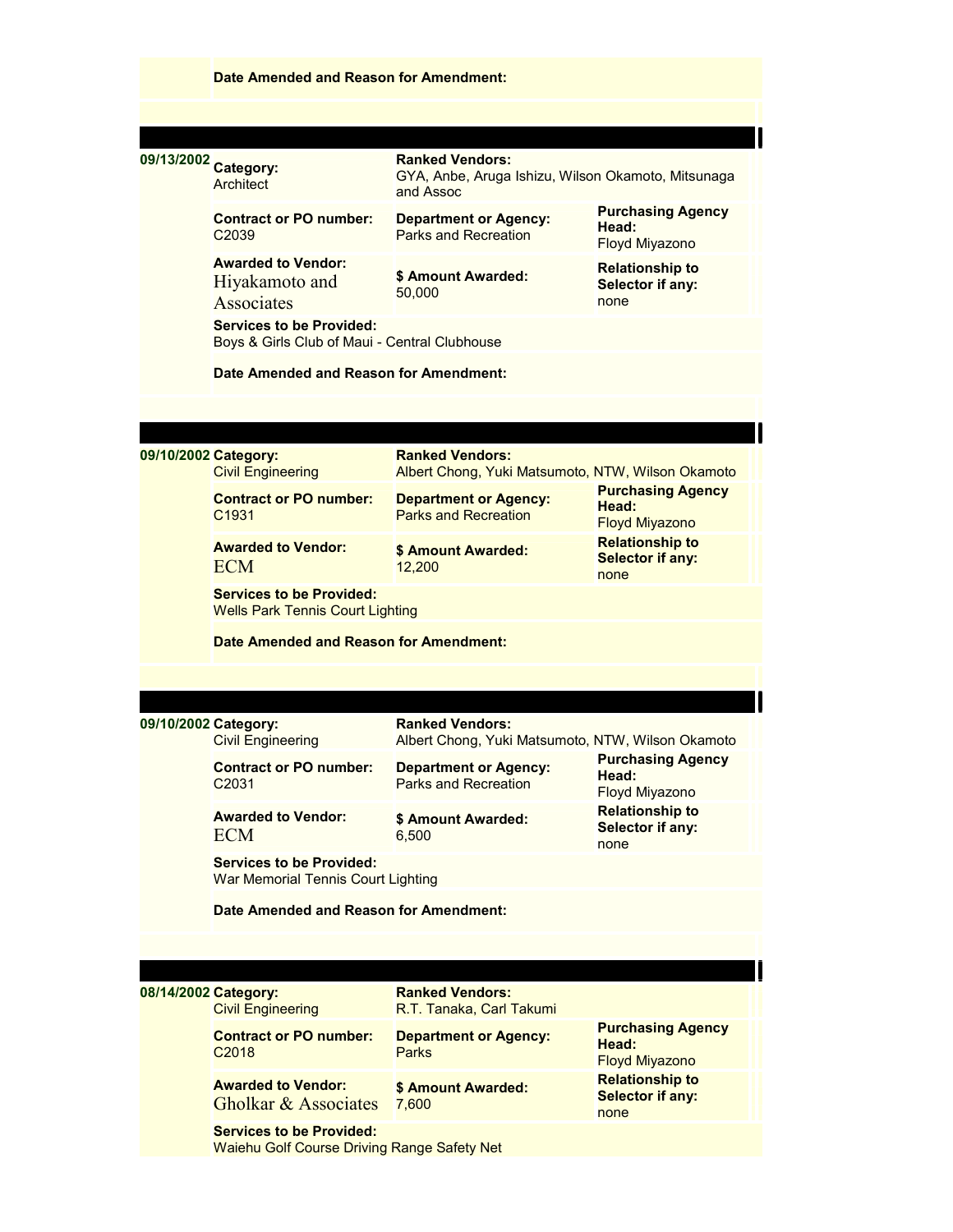**Date Amended and Reason for Amendment:**

---

| Date | | | |
|---|---|---|---|
| 09/13/2002 | **Category:** Architect | **Ranked Vendors:** GYA, Anbe, Aruga Ishizu, Wilson Okamoto, Mitsunaga and Assoc | |
| | **Contract or PO number:** C2039 | **Department or Agency:** Parks and Recreation | **Purchasing Agency Head:** Floyd Miyazono |
| | **Awarded to Vendor:** Hiyakamoto and Associates | **$ Amount Awarded:** 50,000 | **Relationship to Selector if any:** none |
| | **Services to be Provided:** Boys & Girls Club of Maui - Central Clubhouse | | |
| | **Date Amended and Reason for Amendment:** | | |

---

| Date | | | |
|---|---|---|---|
| 09/10/2002 | **Category:** Civil Engineering | **Ranked Vendors:** Albert Chong, Yuki Matsumoto, NTW, Wilson Okamoto | |
| | **Contract or PO number:** C1931 | **Department or Agency:** Parks and Recreation | **Purchasing Agency Head:** Floyd Miyazono |
| | **Awarded to Vendor:** ECM | **$ Amount Awarded:** 12,200 | **Relationship to Selector if any:** none |
| | **Services to be Provided:** Wells Park Tennis Court Lighting | | |
| | **Date Amended and Reason for Amendment:** | | |

---

| Date | | | |
|---|---|---|---|
| 09/10/2002 | **Category:** Civil Engineering | **Ranked Vendors:** Albert Chong, Yuki Matsumoto, NTW, Wilson Okamoto | |
| | **Contract or PO number:** C2031 | **Department or Agency:** Parks and Recreation | **Purchasing Agency Head:** Floyd Miyazono |
| | **Awarded to Vendor:** ECM | **$ Amount Awarded:** 6,500 | **Relationship to Selector if any:** none |
| | **Services to be Provided:** War Memorial Tennis Court Lighting | | |
| | **Date Amended and Reason for Amendment:** | | |

---

| Date | | | |
|---|---|---|---|
| 08/14/2002 | **Category:** Civil Engineering | **Ranked Vendors:** R.T. Tanaka, Carl Takumi | |
| | **Contract or PO number:** C2018 | **Department or Agency:** Parks | **Purchasing Agency Head:** Floyd Miyazono |
| | **Awarded to Vendor:** Gholkar & Associates | **$ Amount Awarded:** 7,600 | **Relationship to Selector if any:** none |
| | **Services to be Provided:** Waiehu Golf Course Driving Range Safety Net | | |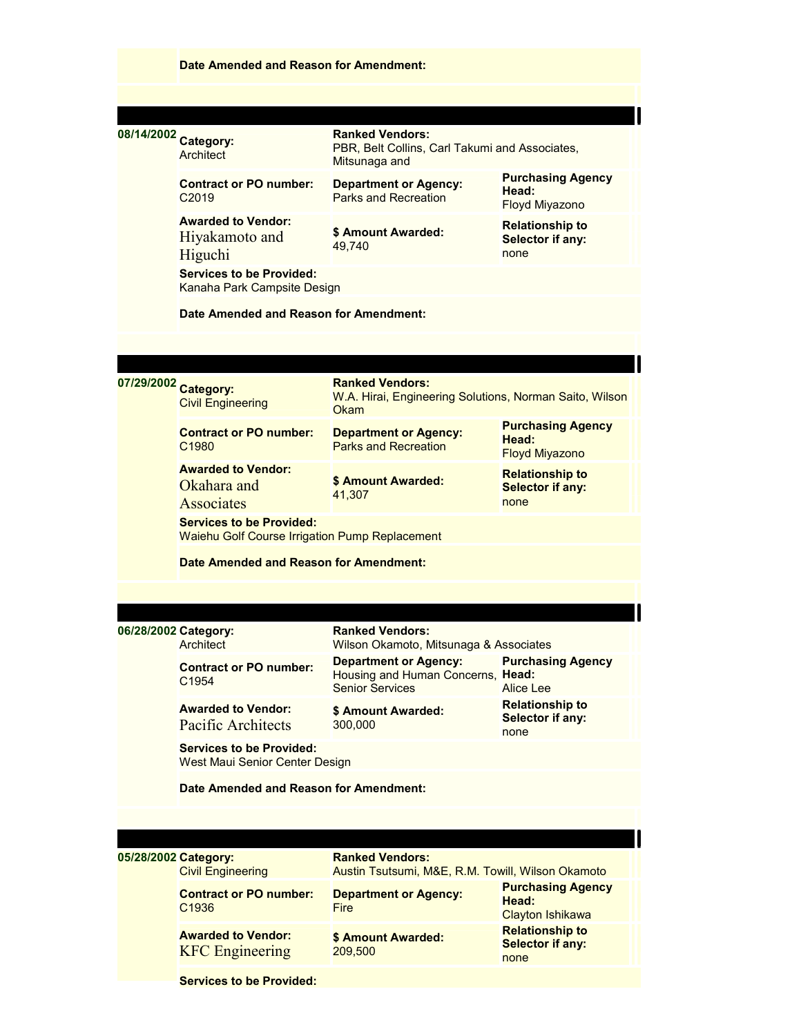**Date Amended and Reason for Amendment:**

---

| | | | |
|---|---|---|---|
| 08/14/2002 | **Category:** Architect | **Ranked Vendors:** PBR, Belt Collins, Carl Takumi and Associates, Mitsunaga and | |
| | **Contract or PO number:** C2019 | **Department or Agency:** Parks and Recreation | **Purchasing Agency Head:** Floyd Miyazono |
| | **Awarded to Vendor:** Hiyakamoto and Higuchi | **$ Amount Awarded:** 49,740 | **Relationship to Selector if any:** none |
| | **Services to be Provided:** Kanaha Park Campsite Design | | |
| | **Date Amended and Reason for Amendment:** | | |

---

| | | | |
|---|---|---|---|
| 07/29/2002 | **Category:** Civil Engineering | **Ranked Vendors:** W.A. Hirai, Engineering Solutions, Norman Saito, Wilson Okam | |
| | **Contract or PO number:** C1980 | **Department or Agency:** Parks and Recreation | **Purchasing Agency Head:** Floyd Miyazono |
| | **Awarded to Vendor:** Okahara and Associates | **$ Amount Awarded:** 41,307 | **Relationship to Selector if any:** none |
| | **Services to be Provided:** Waiehu Golf Course Irrigation Pump Replacement | | |
| | **Date Amended and Reason for Amendment:** | | |

---

| | | | |
|---|---|---|---|
| 06/28/2002 | **Category:** Architect | **Ranked Vendors:** Wilson Okamoto, Mitsunaga & Associates | |
| | **Contract or PO number:** C1954 | **Department or Agency:** Housing and Human Concerns, Senior Services | **Purchasing Agency Head:** Alice Lee |
| | **Awarded to Vendor:** Pacific Architects | **$ Amount Awarded:** 300,000 | **Relationship to Selector if any:** none |
| | **Services to be Provided:** West Maui Senior Center Design | | |
| | **Date Amended and Reason for Amendment:** | | |

---

| | | | |
|---|---|---|---|
| 05/28/2002 | **Category:** Civil Engineering | **Ranked Vendors:** Austin Tsutsumi, M&E, R.M. Towill, Wilson Okamoto | |
| | **Contract or PO number:** C1936 | **Department or Agency:** Fire | **Purchasing Agency Head:** Clayton Ishikawa |
| | **Awarded to Vendor:** KFC Engineering | **$ Amount Awarded:** 209,500 | **Relationship to Selector if any:** none |
| | **Services to be Provided:** | | |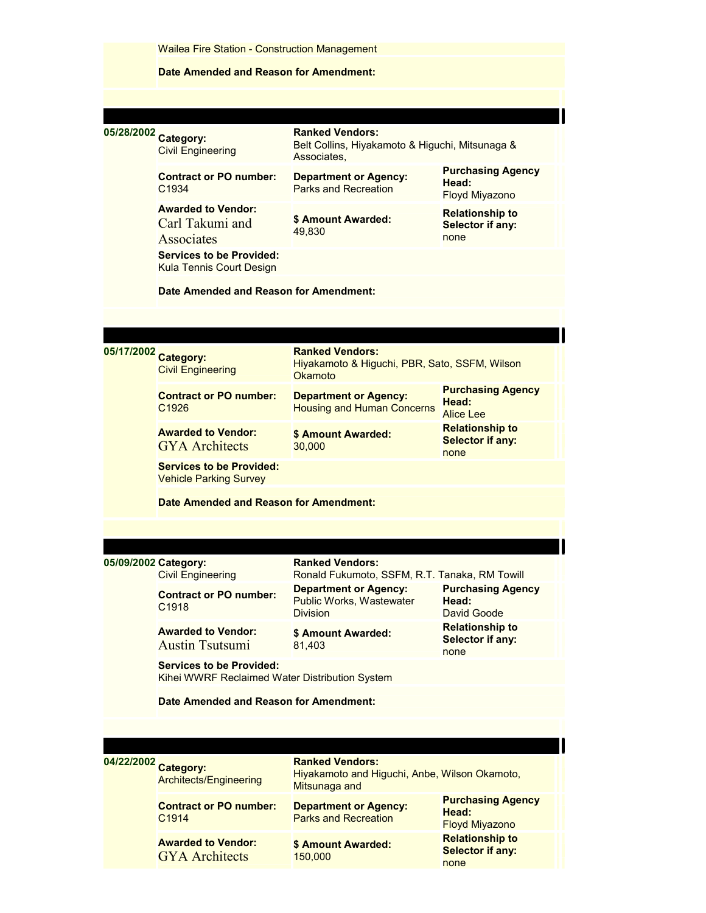Wailea Fire Station - Construction Management

**Date Amended and Reason for Amendment:**

---

| Date | | | |
|---|---|---|---|
| 05/28/2002 | **Category:** Civil Engineering | **Ranked Vendors:** Belt Collins, Hiyakamoto & Higuchi, Mitsunaga & Associates, | |
| | **Contract or PO number:** C1934 | **Department or Agency:** Parks and Recreation | **Purchasing Agency Head:** Floyd Miyazono |
| | **Awarded to Vendor:** Carl Takumi and Associates | **$ Amount Awarded:** 49,830 | **Relationship to Selector if any:** none |
| | **Services to be Provided:** Kula Tennis Court Design | | |
| | **Date Amended and Reason for Amendment:** | | |

---

| Date | | | |
|---|---|---|---|
| 05/17/2002 | **Category:** Civil Engineering | **Ranked Vendors:** Hiyakamoto & Higuchi, PBR, Sato, SSFM, Wilson Okamoto | |
| | **Contract or PO number:** C1926 | **Department or Agency:** Housing and Human Concerns | **Purchasing Agency Head:** Alice Lee |
| | **Awarded to Vendor:** GYA Architects | **$ Amount Awarded:** 30,000 | **Relationship to Selector if any:** none |
| | **Services to be Provided:** Vehicle Parking Survey | | |
| | **Date Amended and Reason for Amendment:** | | |

---

| Date | | | |
|---|---|---|---|
| 05/09/2002 | **Category:** Civil Engineering | **Ranked Vendors:** Ronald Fukumoto, SSFM, R.T. Tanaka, RM Towill | |
| | **Contract or PO number:** C1918 | **Department or Agency:** Public Works, Wastewater Division | **Purchasing Agency Head:** David Goode |
| | **Awarded to Vendor:** Austin Tsutsumi | **$ Amount Awarded:** 81,403 | **Relationship to Selector if any:** none |
| | **Services to be Provided:** Kihei WWRF Reclaimed Water Distribution System | | |
| | **Date Amended and Reason for Amendment:** | | |

---

| Date | | | |
|---|---|---|---|
| 04/22/2002 | **Category:** Architects/Engineering | **Ranked Vendors:** Hiyakamoto and Higuchi, Anbe, Wilson Okamoto, Mitsunaga and | |
| | **Contract or PO number:** C1914 | **Department or Agency:** Parks and Recreation | **Purchasing Agency Head:** Floyd Miyazono |
| | **Awarded to Vendor:** GYA Architects | **$ Amount Awarded:** 150,000 | **Relationship to Selector if any:** none |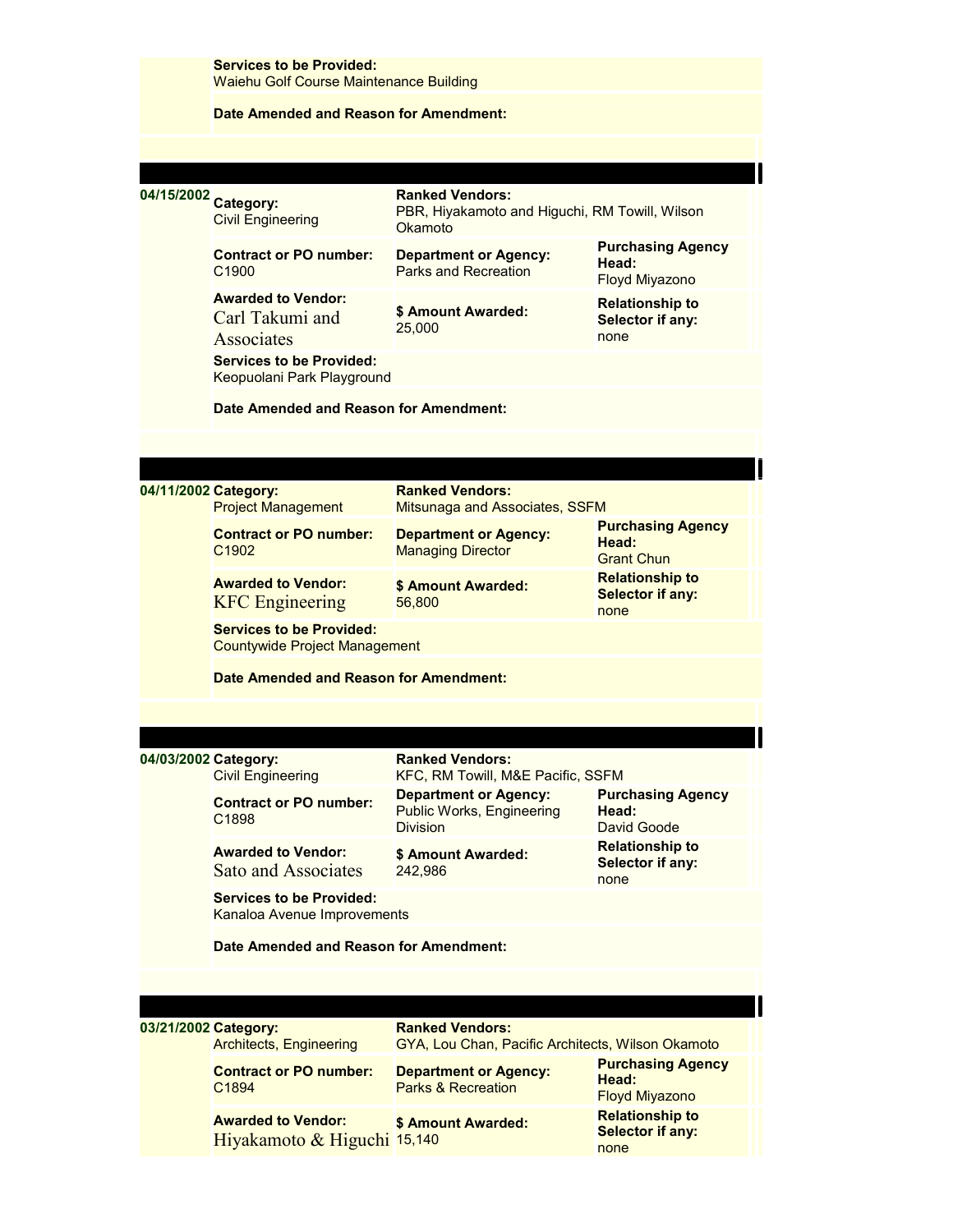**Services to be Provided:**
Waiehu Golf Course Maintenance Building

**Date Amended and Reason for Amendment:**

---

**04/15/2002**

**Category:** Civil Engineering

**Ranked Vendors:** PBR, Hiyakamoto and Higuchi, RM Towill, Wilson Okamoto

**Contract or PO number:** C1900

**Department or Agency:** Parks and Recreation

**Purchasing Agency Head:** Floyd Miyazono

**Awarded to Vendor:** Carl Takumi and Associates

**$ Amount Awarded:** 25,000

**Relationship to Selector if any:** none

**Services to be Provided:**
Keopuolani Park Playground

**Date Amended and Reason for Amendment:**

---

**04/11/2002**

**Category:** Project Management

**Ranked Vendors:** Mitsunaga and Associates, SSFM

**Contract or PO number:** C1902

**Department or Agency:** Managing Director

**Purchasing Agency Head:** Grant Chun

**Awarded to Vendor:** KFC Engineering

**$ Amount Awarded:** 56,800

**Relationship to Selector if any:** none

**Services to be Provided:**
Countywide Project Management

**Date Amended and Reason for Amendment:**

---

**04/03/2002**

**Category:** Civil Engineering

**Ranked Vendors:** KFC, RM Towill, M&E Pacific, SSFM

**Contract or PO number:** C1898

**Department or Agency:** Public Works, Engineering Division

**Purchasing Agency Head:** David Goode

**Awarded to Vendor:** Sato and Associates

**$ Amount Awarded:** 242,986

**Relationship to Selector if any:** none

**Services to be Provided:**
Kanaloa Avenue Improvements

**Date Amended and Reason for Amendment:**

---

**03/21/2002**

**Category:** Architects, Engineering

**Ranked Vendors:** GYA, Lou Chan, Pacific Architects, Wilson Okamoto

**Contract or PO number:** C1894

**Department or Agency:** Parks & Recreation

**Purchasing Agency Head:** Floyd Miyazono

**Awarded to Vendor:** Hiyakamoto & Higuchi

**$ Amount Awarded:** 15,140

**Relationship to Selector if any:** none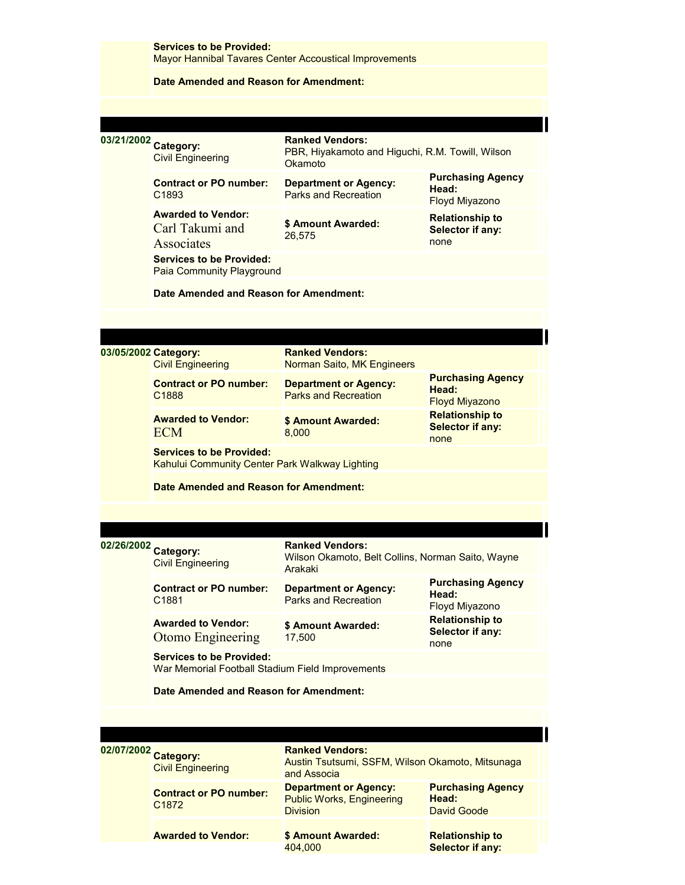**Services to be Provided:**
Mayor Hannibal Tavares Center Accoustical Improvements

**Date Amended and Reason for Amendment:**

---

**03/21/2002**

**Category:** Civil Engineering

**Ranked Vendors:** PBR, Hiyakamoto and Higuchi, R.M. Towill, Wilson Okamoto

**Contract or PO number:** C1893

**Department or Agency:** Parks and Recreation

**Purchasing Agency Head:** Floyd Miyazono

**Awarded to Vendor:** Carl Takumi and Associates

**$ Amount Awarded:** 26,575

**Relationship to Selector if any:** none

**Services to be Provided:**
Paia Community Playground

**Date Amended and Reason for Amendment:**

---

**03/05/2002**

**Category:** Civil Engineering

**Ranked Vendors:** Norman Saito, MK Engineers

**Contract or PO number:** C1888

**Department or Agency:** Parks and Recreation

**Purchasing Agency Head:** Floyd Miyazono

**Awarded to Vendor:** ECM

**$ Amount Awarded:** 8,000

**Relationship to Selector if any:** none

**Services to be Provided:**
Kahului Community Center Park Walkway Lighting

**Date Amended and Reason for Amendment:**

---

**02/26/2002**

**Category:** Civil Engineering

**Ranked Vendors:** Wilson Okamoto, Belt Collins, Norman Saito, Wayne Arakaki

**Contract or PO number:** C1881

**Department or Agency:** Parks and Recreation

**Purchasing Agency Head:** Floyd Miyazono

**Awarded to Vendor:** Otomo Engineering

**$ Amount Awarded:** 17,500

**Relationship to Selector if any:** none

**Services to be Provided:**
War Memorial Football Stadium Field Improvements

**Date Amended and Reason for Amendment:**

---

**02/07/2002**

**Category:** Civil Engineering

**Ranked Vendors:** Austin Tsutsumi, SSFM, Wilson Okamoto, Mitsunaga and Associa

**Contract or PO number:** C1872

**Department or Agency:** Public Works, Engineering Division

**Purchasing Agency Head:** David Goode

**Awarded to Vendor:**

**$ Amount Awarded:** 404,000

**Relationship to Selector if any:**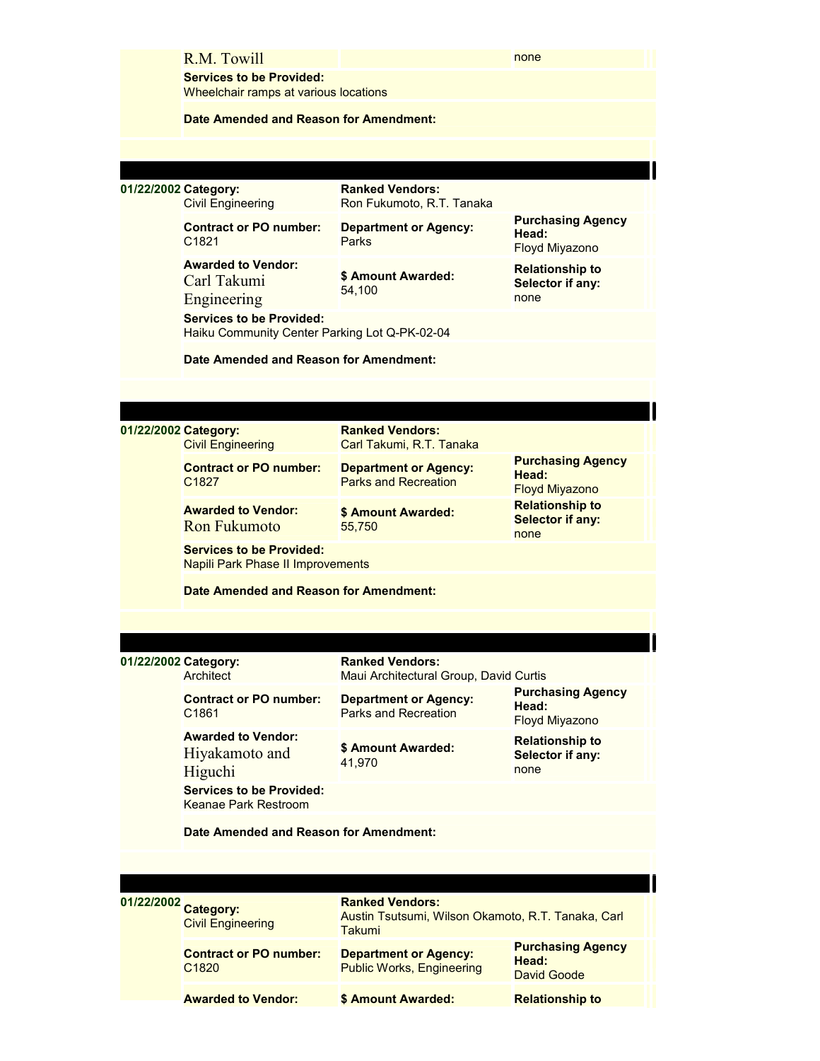| | | | |
|---|---|---|---|
| | R.M. Towill | | none |
| | **Services to be Provided:** Wheelchair ramps at various locations | | |
| | **Date Amended and Reason for Amendment:** | | |

---

| | | | |
|---|---|---|---|
| 01/22/2002 | **Category:** Civil Engineering | **Ranked Vendors:** Ron Fukumoto, R.T. Tanaka | |
| | **Contract or PO number:** C1821 | **Department or Agency:** Parks | **Purchasing Agency Head:** Floyd Miyazono |
| | **Awarded to Vendor:** Carl Takumi Engineering | **$ Amount Awarded:** 54,100 | **Relationship to Selector if any:** none |
| | **Services to be Provided:** Haiku Community Center Parking Lot Q-PK-02-04 | | |
| | **Date Amended and Reason for Amendment:** | | |

---

| | | | |
|---|---|---|---|
| 01/22/2002 | **Category:** Civil Engineering | **Ranked Vendors:** Carl Takumi, R.T. Tanaka | |
| | **Contract or PO number:** C1827 | **Department or Agency:** Parks and Recreation | **Purchasing Agency Head:** Floyd Miyazono |
| | **Awarded to Vendor:** Ron Fukumoto | **$ Amount Awarded:** 55,750 | **Relationship to Selector if any:** none |
| | **Services to be Provided:** Napili Park Phase II Improvements | | |
| | **Date Amended and Reason for Amendment:** | | |

---

| | | | |
|---|---|---|---|
| 01/22/2002 | **Category:** Architect | **Ranked Vendors:** Maui Architectural Group, David Curtis | |
| | **Contract or PO number:** C1861 | **Department or Agency:** Parks and Recreation | **Purchasing Agency Head:** Floyd Miyazono |
| | **Awarded to Vendor:** Hiyakamoto and Higuchi | **$ Amount Awarded:** 41,970 | **Relationship to Selector if any:** none |
| | **Services to be Provided:** Keanae Park Restroom | | |
| | **Date Amended and Reason for Amendment:** | | |

---

| | | | |
|---|---|---|---|
| 01/22/2002 | **Category:** Civil Engineering | **Ranked Vendors:** Austin Tsutsumi, Wilson Okamoto, R.T. Tanaka, Carl Takumi | |
| | **Contract or PO number:** C1820 | **Department or Agency:** Public Works, Engineering | **Purchasing Agency Head:** David Goode |
| | **Awarded to Vendor:** | **$ Amount Awarded:** | **Relationship to** |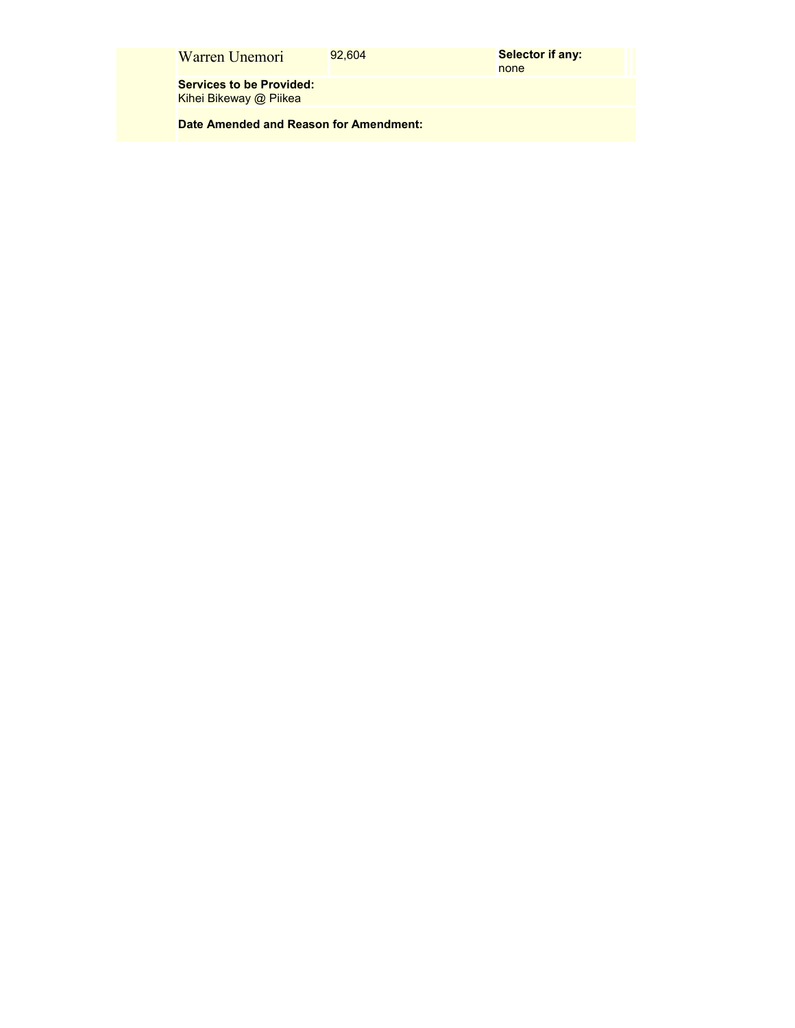| | | | |
|---|---|---|---|
| | Warren Unemori | 92,604 | **Selector if any:** none |
| | **Services to be Provided:** Kihei Bikeway @ Piikea | | |
| | **Date Amended and Reason for Amendment:** | | |